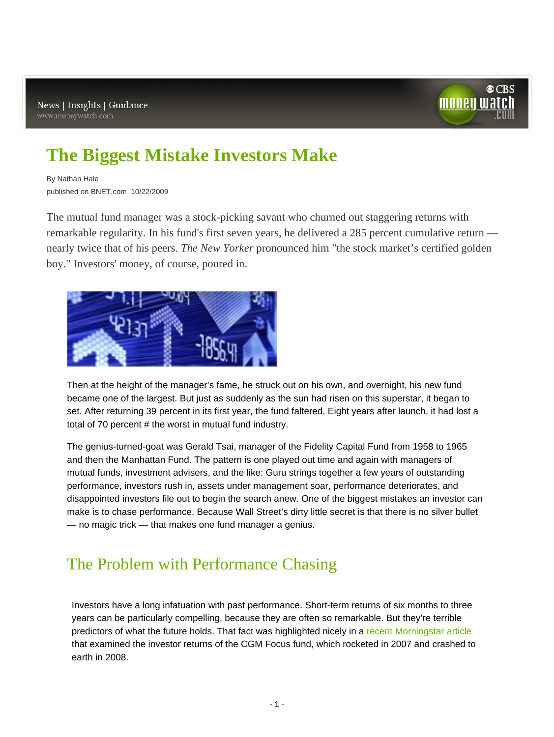# The Biggest Mistake Investors Make

By Nathan Hale
published on BNET.com 10/22/2009

The mutual fund manager was a stock-picking savant who churned out staggering returns with remarkable regularity. In his fund's first seven years, he delivered a 285 percent cumulative return — nearly twice that of his peers. *The New Yorker* pronounced him "the stock market's certified golden boy." Investors' money, of course, poured in.

Then at the height of the manager's fame, he struck out on his own, and overnight, his new fund became one of the largest. But just as suddenly as the sun had risen on this superstar, it began to set. After returning 39 percent in its first year, the fund faltered. Eight years after launch, it had lost a total of 70 percent # the worst in mutual fund industry.

The genius-turned-goat was Gerald Tsai, manager of the Fidelity Capital Fund from 1958 to 1965 and then the Manhattan Fund. The pattern is one played out time and again with managers of mutual funds, investment advisers, and the like: Guru strings together a few years of outstanding performance, investors rush in, assets under management soar, performance deteriorates, and disappointed investors file out to begin the search anew. One of the biggest mistakes an investor can make is to chase performance. Because Wall Street's dirty little secret is that there is no silver bullet — no magic trick — that makes one fund manager a genius.

## The Problem with Performance Chasing

Investors have a long infatuation with past performance. Short-term returns of six months to three years can be particularly compelling, because they are often so remarkable. But they're terrible predictors of what the future holds. That fact was highlighted nicely in a recent Morningstar article that examined the investor returns of the CGM Focus fund, which rocketed in 2007 and crashed to earth in 2008.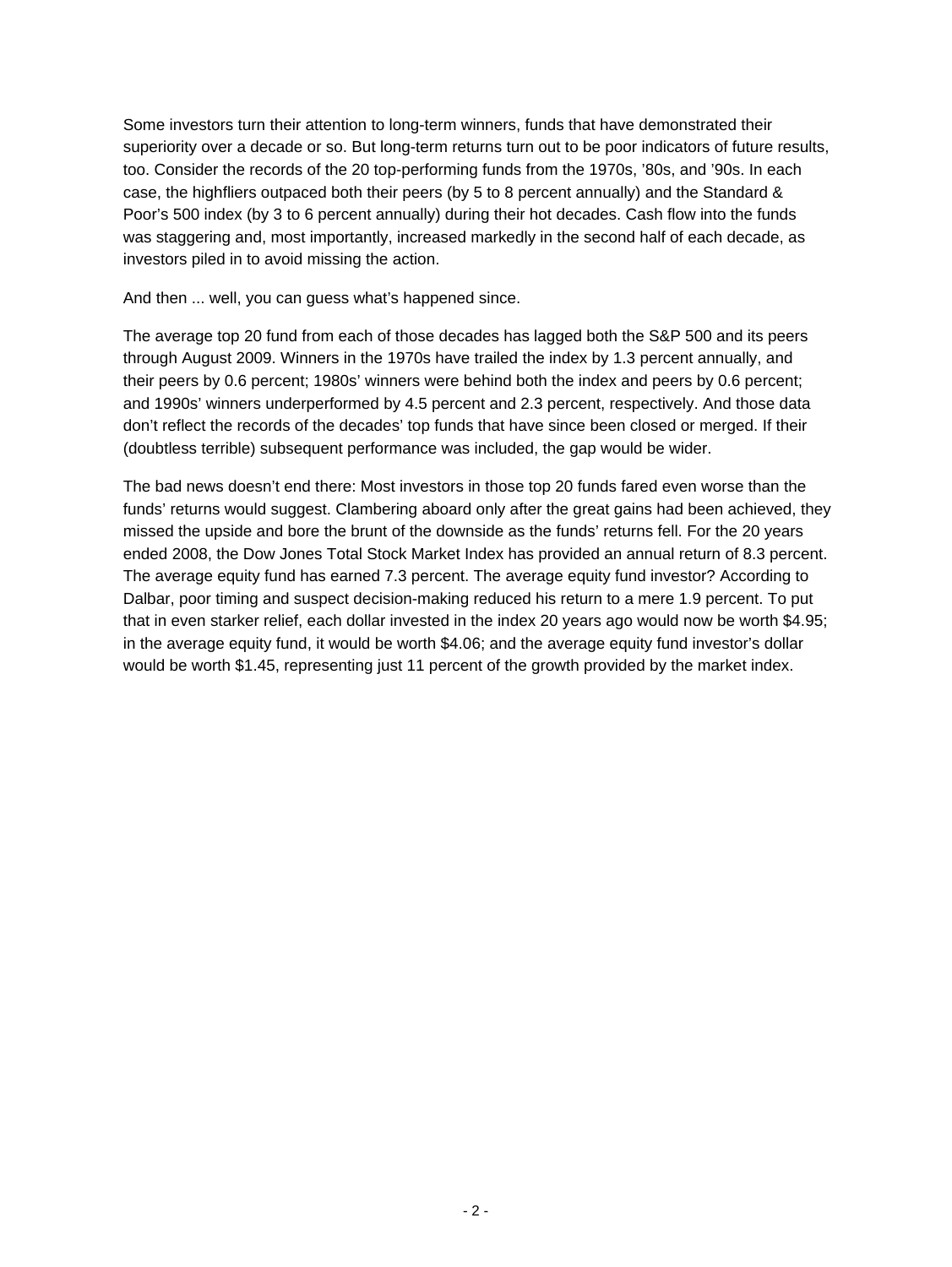Some investors turn their attention to long-term winners, funds that have demonstrated their superiority over a decade or so. But long-term returns turn out to be poor indicators of future results, too. Consider the records of the 20 top-performing funds from the 1970s, '80s, and '90s. In each case, the highfliers outpaced both their peers (by 5 to 8 percent annually) and the Standard & Poor's 500 index (by 3 to 6 percent annually) during their hot decades. Cash flow into the funds was staggering and, most importantly, increased markedly in the second half of each decade, as investors piled in to avoid missing the action.

And then ... well, you can guess what's happened since.

The average top 20 fund from each of those decades has lagged both the S&P 500 and its peers through August 2009. Winners in the 1970s have trailed the index by 1.3 percent annually, and their peers by 0.6 percent; 1980s' winners were behind both the index and peers by 0.6 percent; and 1990s' winners underperformed by 4.5 percent and 2.3 percent, respectively. And those data don't reflect the records of the decades' top funds that have since been closed or merged. If their (doubtless terrible) subsequent performance was included, the gap would be wider.

The bad news doesn't end there: Most investors in those top 20 funds fared even worse than the funds' returns would suggest. Clambering aboard only after the great gains had been achieved, they missed the upside and bore the brunt of the downside as the funds' returns fell. For the 20 years ended 2008, the Dow Jones Total Stock Market Index has provided an annual return of 8.3 percent. The average equity fund has earned 7.3 percent. The average equity fund investor? According to Dalbar, poor timing and suspect decision-making reduced his return to a mere 1.9 percent. To put that in even starker relief, each dollar invested in the index 20 years ago would now be worth $4.95; in the average equity fund, it would be worth $4.06; and the average equity fund investor's dollar would be worth $1.45, representing just 11 percent of the growth provided by the market index.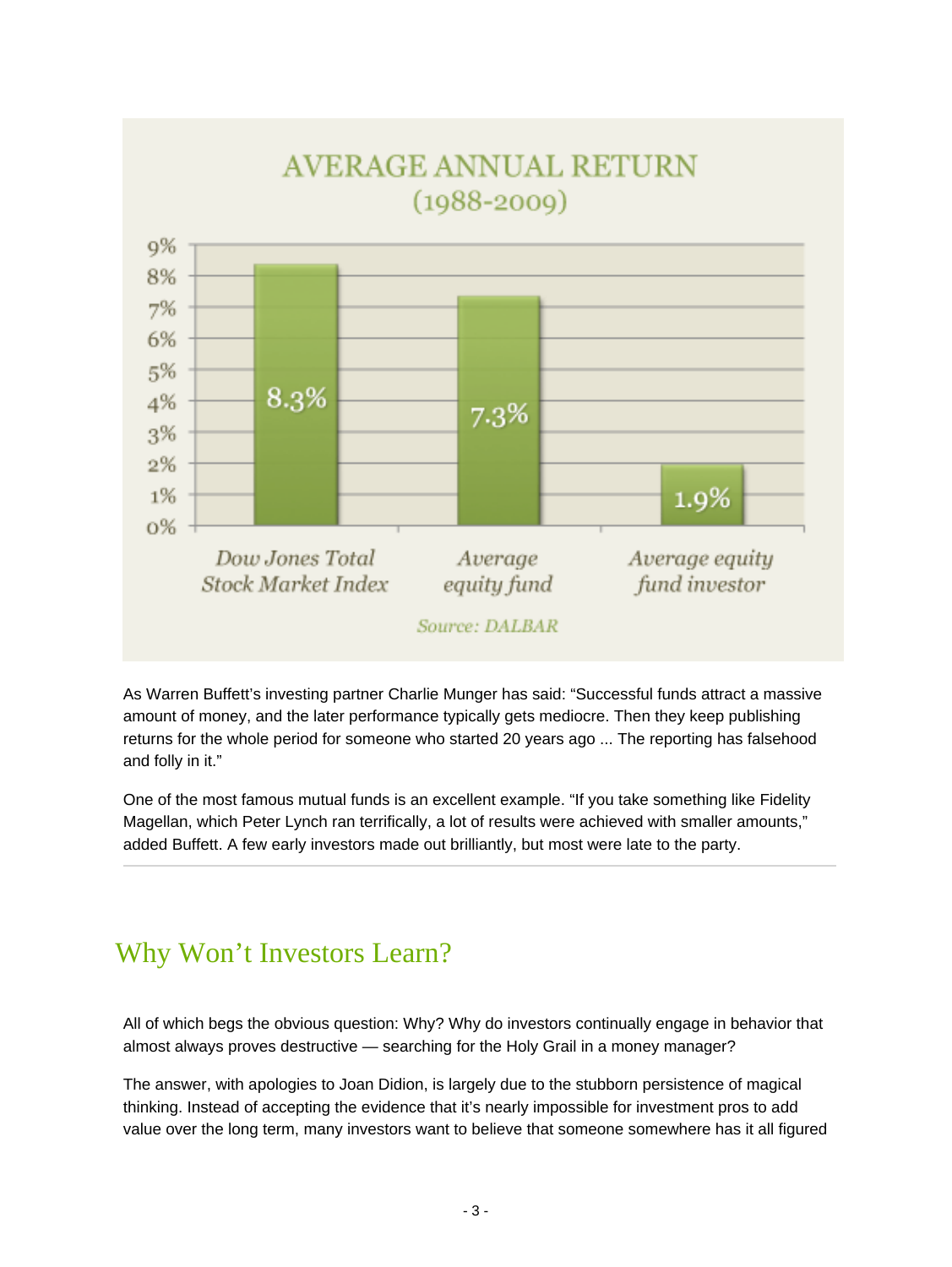**AVERAGE ANNUAL RETURN**
**(1988-2009)**

| | Average Annual Return |
|---|---|
| Dow Jones Total Stock Market Index | 8.3% |
| Average equity fund | 7.3% |
| Average equity fund investor | 1.9% |

*Source: DALBAR*

As Warren Buffett's investing partner Charlie Munger has said: "Successful funds attract a massive amount of money, and the later performance typically gets mediocre. Then they keep publishing returns for the whole period for someone who started 20 years ago ... The reporting has falsehood and folly in it."

One of the most famous mutual funds is an excellent example. "If you take something like Fidelity Magellan, which Peter Lynch ran terrifically, a lot of results were achieved with smaller amounts," added Buffett. A few early investors made out brilliantly, but most were late to the party.

## Why Won't Investors Learn?

All of which begs the obvious question: Why? Why do investors continually engage in behavior that almost always proves destructive — searching for the Holy Grail in a money manager?

The answer, with apologies to Joan Didion, is largely due to the stubborn persistence of magical thinking. Instead of accepting the evidence that it's nearly impossible for investment pros to add value over the long term, many investors want to believe that someone somewhere has it all figured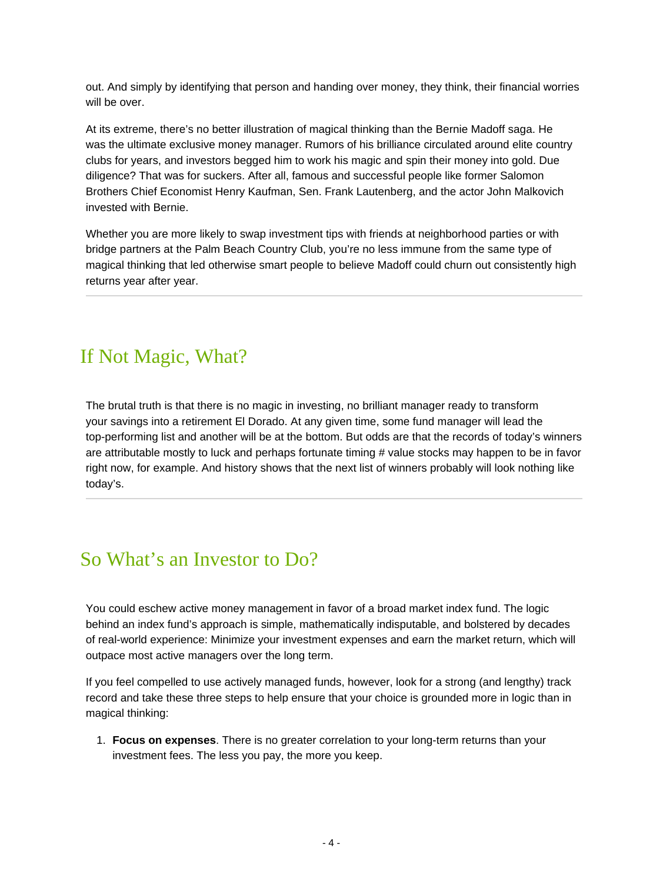out. And simply by identifying that person and handing over money, they think, their financial worries will be over.

At its extreme, there's no better illustration of magical thinking than the Bernie Madoff saga. He was the ultimate exclusive money manager. Rumors of his brilliance circulated around elite country clubs for years, and investors begged him to work his magic and spin their money into gold. Due diligence? That was for suckers. After all, famous and successful people like former Salomon Brothers Chief Economist Henry Kaufman, Sen. Frank Lautenberg, and the actor John Malkovich invested with Bernie.

Whether you are more likely to swap investment tips with friends at neighborhood parties or with bridge partners at the Palm Beach Country Club, you're no less immune from the same type of magical thinking that led otherwise smart people to believe Madoff could churn out consistently high returns year after year.

---

## If Not Magic, What?

The brutal truth is that there is no magic in investing, no brilliant manager ready to transform your savings into a retirement El Dorado. At any given time, some fund manager will lead the top-performing list and another will be at the bottom. But odds are that the records of today's winners are attributable mostly to luck and perhaps fortunate timing # value stocks may happen to be in favor right now, for example. And history shows that the next list of winners probably will look nothing like today's.

---

## So What's an Investor to Do?

You could eschew active money management in favor of a broad market index fund. The logic behind an index fund's approach is simple, mathematically indisputable, and bolstered by decades of real-world experience: Minimize your investment expenses and earn the market return, which will outpace most active managers over the long term.

If you feel compelled to use actively managed funds, however, look for a strong (and lengthy) track record and take these three steps to help ensure that your choice is grounded more in logic than in magical thinking:

1. **Focus on expenses**. There is no greater correlation to your long-term returns than your investment fees. The less you pay, the more you keep.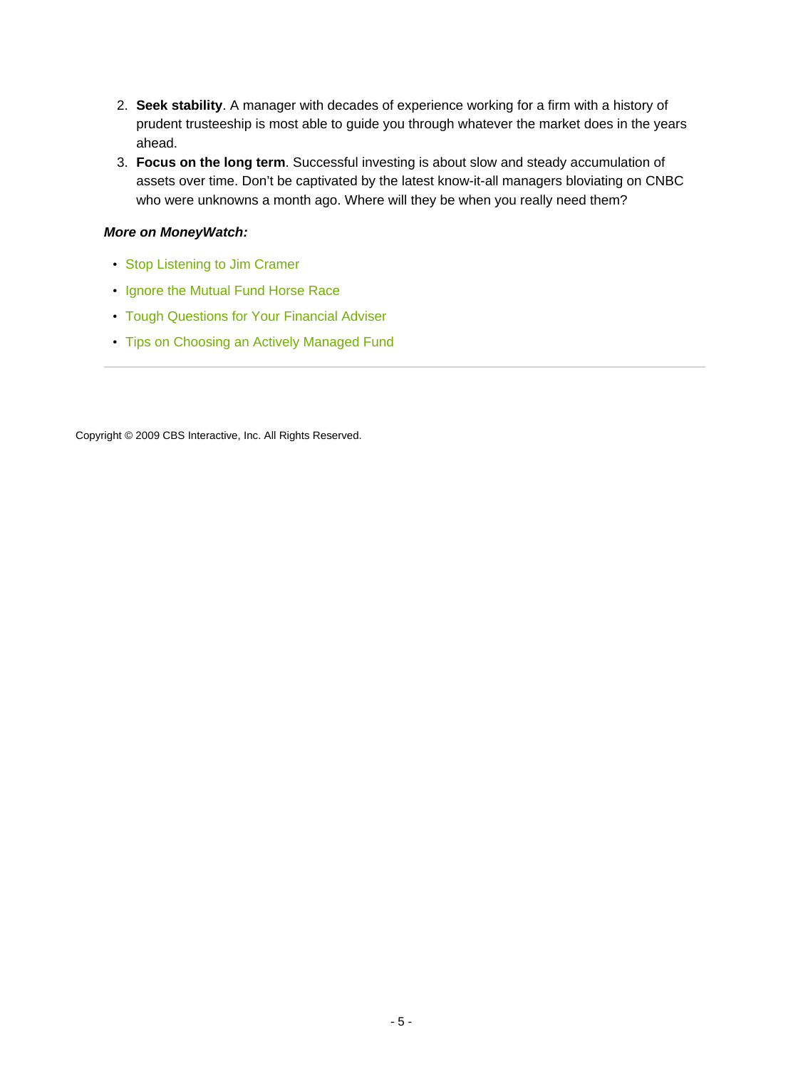2. **Seek stability**. A manager with decades of experience working for a firm with a history of prudent trusteeship is most able to guide you through whatever the market does in the years ahead.
3. **Focus on the long term**. Successful investing is about slow and steady accumulation of assets over time. Don't be captivated by the latest know-it-all managers bloviating on CNBC who were unknowns a month ago. Where will they be when you really need them?

***More on MoneyWatch:***

- Stop Listening to Jim Cramer
- Ignore the Mutual Fund Horse Race
- Tough Questions for Your Financial Adviser
- Tips on Choosing an Actively Managed Fund

---

Copyright © 2009 CBS Interactive, Inc. All Rights Reserved.